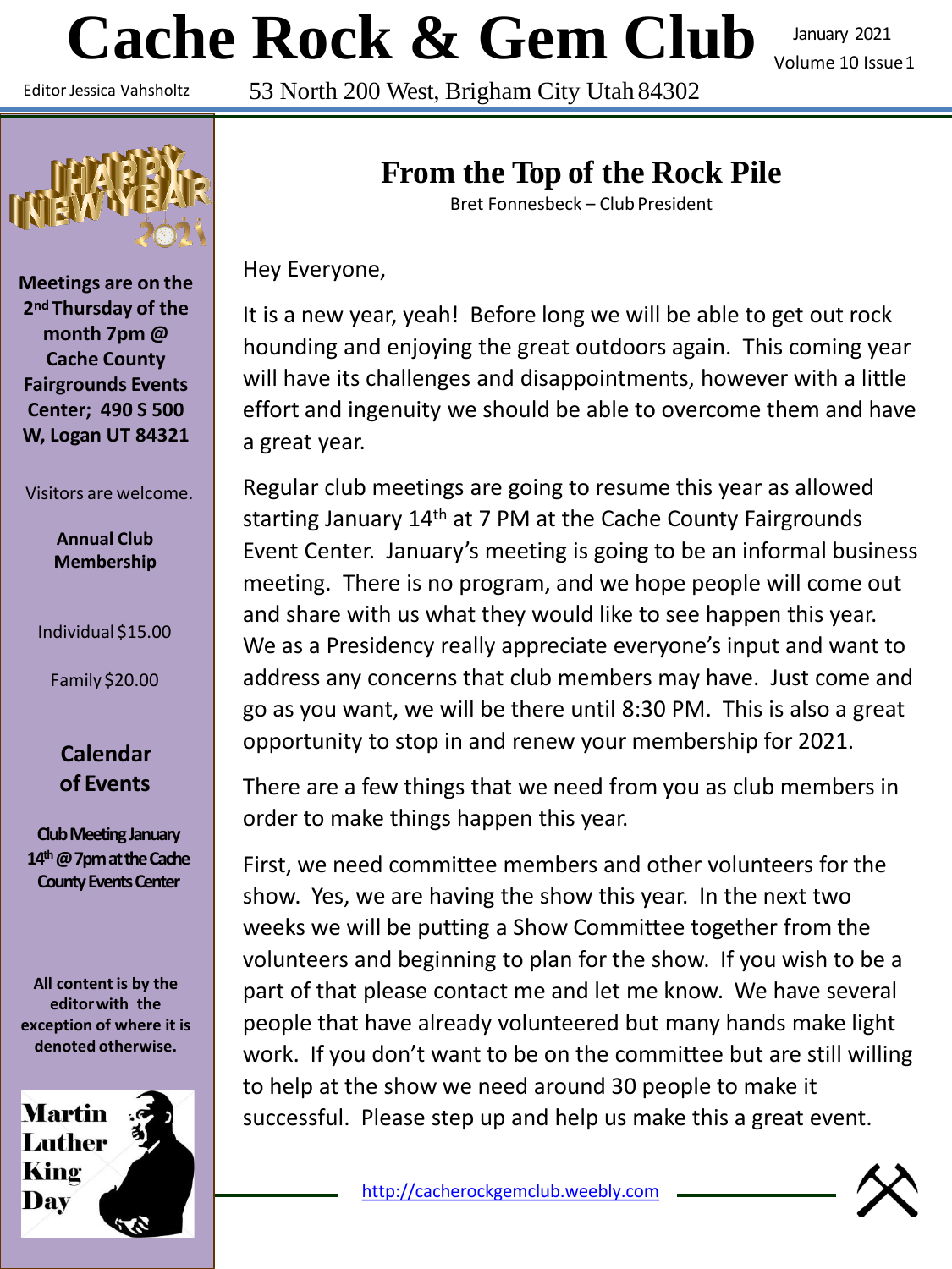# Cache Rock & Gem Club

January 2021
Volume 10 Issue 1

Editor Jessica Vahsholtz

53 North 200 West, Brigham City Utah 84302

**Meetings are on the 2nd Thursday of the month 7pm @ Cache County Fairgrounds Events Center; 490 S 500 W, Logan UT 84321**

Visitors are welcome.

**Annual Club Membership**

Individual $15.00

Family $20.00

**Calendar of Events**

**Club Meeting January 14th @ 7pm at the Cache County Events Center**

**All content is by the editor with the exception of where it is denoted otherwise.**

## From the Top of the Rock Pile

Bret Fonnesbeck – Club President

Hey Everyone,

It is a new year, yeah! Before long we will be able to get out rock hounding and enjoying the great outdoors again. This coming year will have its challenges and disappointments, however with a little effort and ingenuity we should be able to overcome them and have a great year.

Regular club meetings are going to resume this year as allowed starting January 14th at 7 PM at the Cache County Fairgrounds Event Center. January's meeting is going to be an informal business meeting. There is no program, and we hope people will come out and share with us what they would like to see happen this year. We as a Presidency really appreciate everyone's input and want to address any concerns that club members may have. Just come and go as you want, we will be there until 8:30 PM. This is also a great opportunity to stop in and renew your membership for 2021.

There are a few things that we need from you as club members in order to make things happen this year.

First, we need committee members and other volunteers for the show. Yes, we are having the show this year. In the next two weeks we will be putting a Show Committee together from the volunteers and beginning to plan for the show. If you wish to be a part of that please contact me and let me know. We have several people that have already volunteered but many hands make light work. If you don't want to be on the committee but are still willing to help at the show we need around 30 people to make it successful. Please step up and help us make this a great event.

http://cacherockgemclub.weebly.com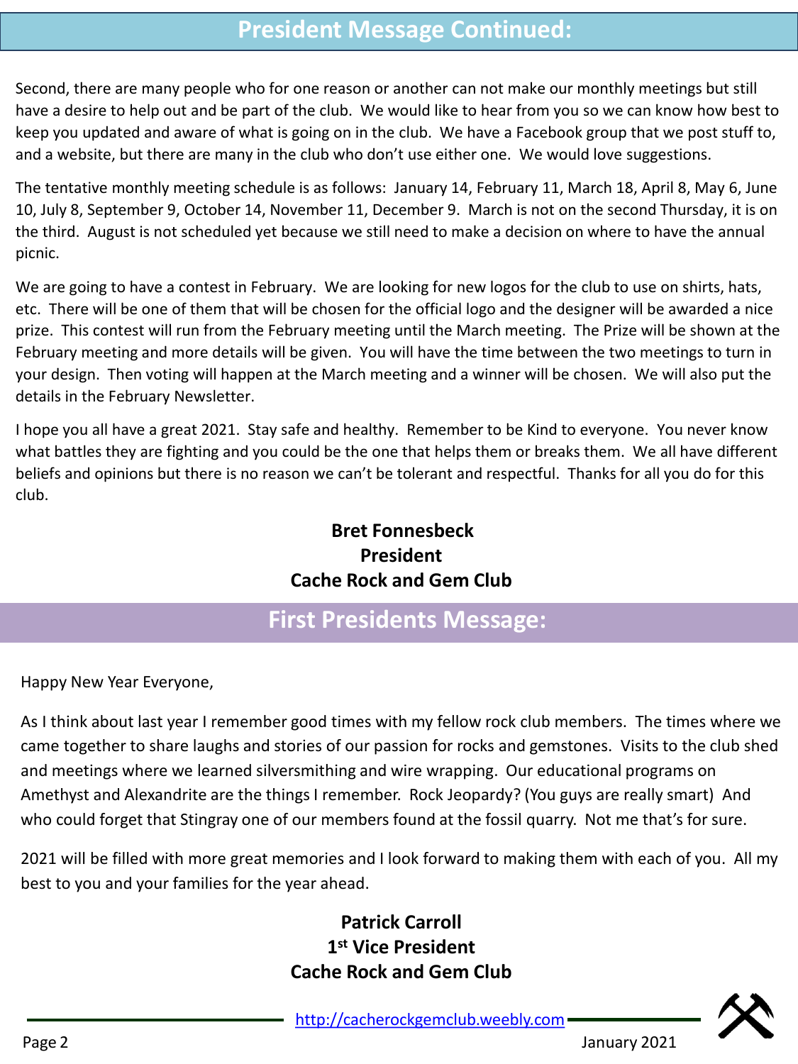## President Message Continued:

Second, there are many people who for one reason or another can not make our monthly meetings but still have a desire to help out and be part of the club. We would like to hear from you so we can know how best to keep you updated and aware of what is going on in the club. We have a Facebook group that we post stuff to, and a website, but there are many in the club who don't use either one. We would love suggestions.

The tentative monthly meeting schedule is as follows: January 14, February 11, March 18, April 8, May 6, June 10, July 8, September 9, October 14, November 11, December 9. March is not on the second Thursday, it is on the third. August is not scheduled yet because we still need to make a decision on where to have the annual picnic.

We are going to have a contest in February. We are looking for new logos for the club to use on shirts, hats, etc. There will be one of them that will be chosen for the official logo and the designer will be awarded a nice prize. This contest will run from the February meeting until the March meeting. The Prize will be shown at the February meeting and more details will be given. You will have the time between the two meetings to turn in your design. Then voting will happen at the March meeting and a winner will be chosen. We will also put the details in the February Newsletter.

I hope you all have a great 2021. Stay safe and healthy. Remember to be Kind to everyone. You never know what battles they are fighting and you could be the one that helps them or breaks them. We all have different beliefs and opinions but there is no reason we can't be tolerant and respectful. Thanks for all you do for this club.

**Bret Fonnesbeck**
**President**
**Cache Rock and Gem Club**

## First Presidents Message:

Happy New Year Everyone,

As I think about last year I remember good times with my fellow rock club members. The times where we came together to share laughs and stories of our passion for rocks and gemstones. Visits to the club shed and meetings where we learned silversmithing and wire wrapping. Our educational programs on Amethyst and Alexandrite are the things I remember. Rock Jeopardy? (You guys are really smart) And who could forget that Stingray one of our members found at the fossil quarry. Not me that's for sure.

2021 will be filled with more great memories and I look forward to making them with each of you. All my best to you and your families for the year ahead.

**Patrick Carroll**
**1st Vice President**
**Cache Rock and Gem Club**

http://cacherockgemclub.weebly.com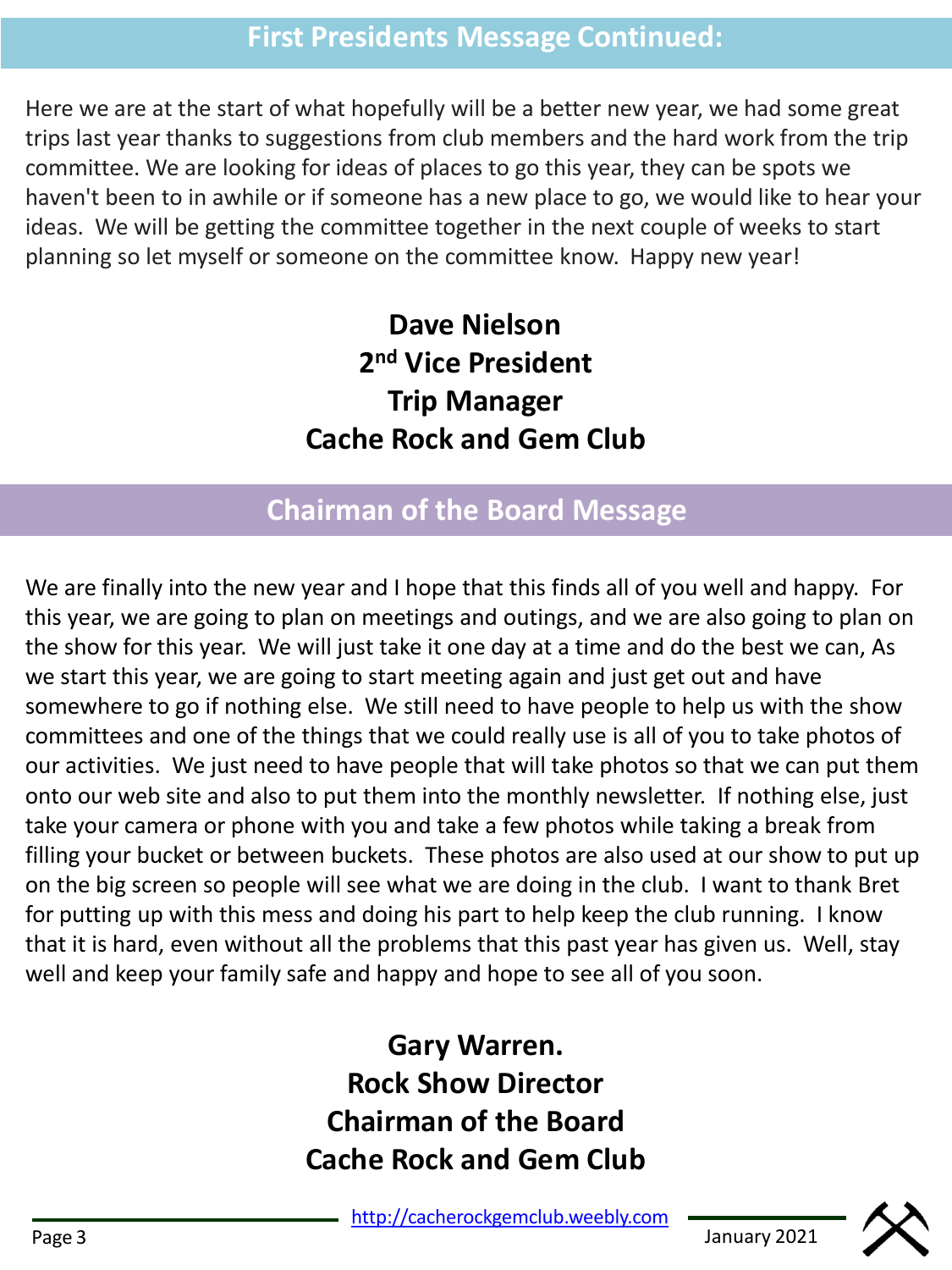## First Presidents Message Continued:

Here we are at the start of what hopefully will be a better new year, we had some great trips last year thanks to suggestions from club members and the hard work from the trip committee. We are looking for ideas of places to go this year, they can be spots we haven't been to in awhile or if someone has a new place to go, we would like to hear your ideas. We will be getting the committee together in the next couple of weeks to start planning so let myself or someone on the committee know. Happy new year!

**Dave Nielson**
**2nd Vice President**
**Trip Manager**
**Cache Rock and Gem Club**

## Chairman of the Board Message

We are finally into the new year and I hope that this finds all of you well and happy. For this year, we are going to plan on meetings and outings, and we are also going to plan on the show for this year. We will just take it one day at a time and do the best we can, As we start this year, we are going to start meeting again and just get out and have somewhere to go if nothing else. We still need to have people to help us with the show committees and one of the things that we could really use is all of you to take photos of our activities. We just need to have people that will take photos so that we can put them onto our web site and also to put them into the monthly newsletter. If nothing else, just take your camera or phone with you and take a few photos while taking a break from filling your bucket or between buckets. These photos are also used at our show to put up on the big screen so people will see what we are doing in the club. I want to thank Bret for putting up with this mess and doing his part to help keep the club running. I know that it is hard, even without all the problems that this past year has given us. Well, stay well and keep your family safe and happy and hope to see all of you soon.

**Gary Warren.**
**Rock Show Director**
**Chairman of the Board**
**Cache Rock and Gem Club**

http://cacherockgemclub.weebly.com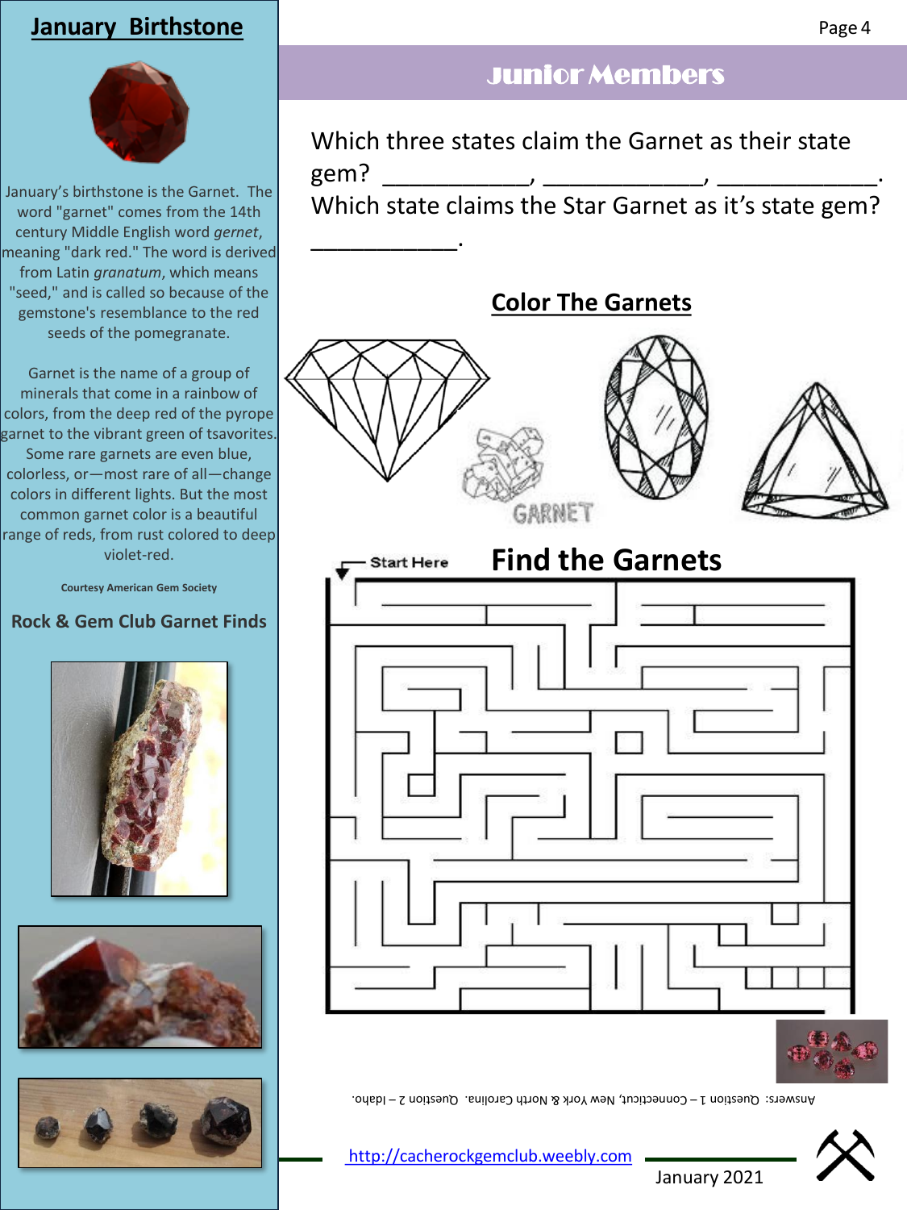## January Birthstone

January's birthstone is the Garnet. The word "garnet" comes from the 14th century Middle English word *gernet*, meaning "dark red." The word is derived from Latin *granatum*, which means "seed," and is called so because of the gemstone's resemblance to the red seeds of the pomegranate.

Garnet is the name of a group of minerals that come in a rainbow of colors, from the deep red of the pyrope garnet to the vibrant green of tsavorites. Some rare garnets are even blue, colorless, or—most rare of all—change colors in different lights. But the most common garnet color is a beautiful range of reds, from rust colored to deep violet-red.

**Courtesy American Gem Society**

### Rock & Gem Club Garnet Finds

## Junior Members

Which three states claim the Garnet as their state gem? ___________, ____________, ____________.
Which state claims the Star Garnet as it's state gem? ___________.

### Color The Garnets

GARNET

### Find the Garnets

Start Here

Answers: Question 1 – Connecticut, New York & North Carolina. Question 2 – Idaho.

http://cacherockgemclub.weebly.com

January 2021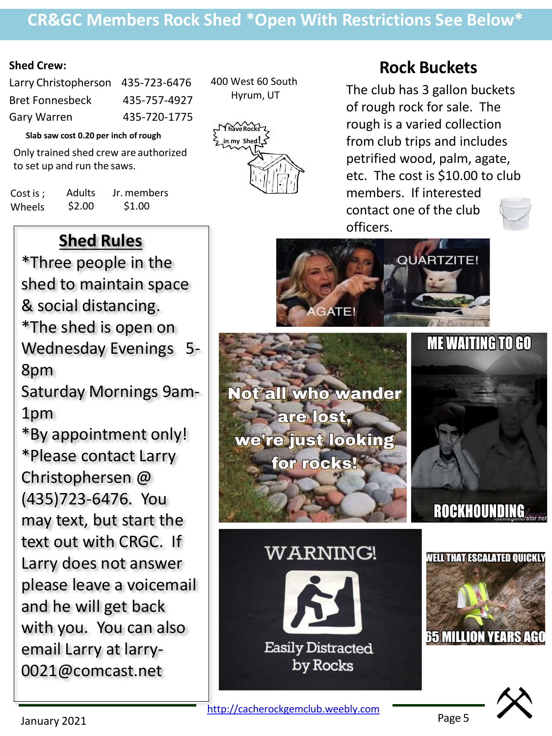## CR&GC Members Rock Shed *Open With Restrictions See Below*

**Shed Crew:**

| | |
|---|---|
| Larry Christopherson | 435-723-6476 |
| Bret Fonnesbeck | 435-757-4927 |
| Gary Warren | 435-720-1775 |

400 West 60 South
Hyrum, UT

**Slab saw cost 0.20 per inch of rough**

Only trained shed crew are authorized to set up and run the saws.

| Cost is ; | Adults | Jr. members |
|---|---|---|
| Wheels | $2.00 | $1.00 |

### Shed Rules

*Three people in the shed to maintain space & social distancing.

*The shed is open on Wednesday Evenings 5-8pm
Saturday Mornings 9am-1pm

*By appointment only!

*Please contact Larry Christophersen @ (435)723-6476. You may text, but start the text out with CRGC. If Larry does not answer please leave a voicemail and he will get back with you. You can also email Larry at larry-0021@comcast.net

### Rock Buckets

The club has 3 gallon buckets of rough rock for sale. The rough is a varied collection from club trips and includes petrified wood, palm, agate, etc. The cost is $10.00 to club members. If interested contact one of the club officers.

January 2021

http://cacherockgemclub.weebly.com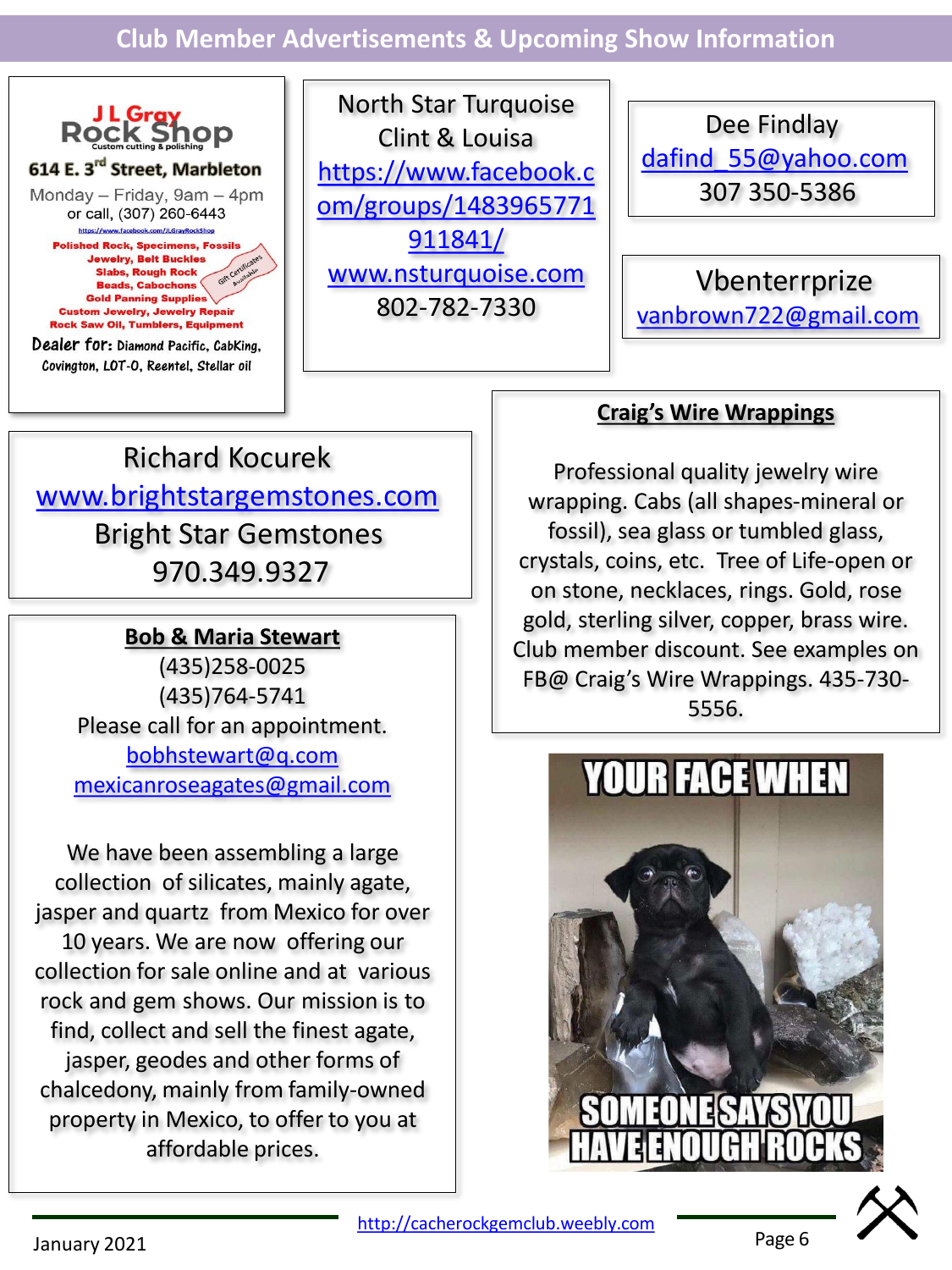## Club Member Advertisements & Upcoming Show Information

**J L Gray Rock Shop**
Custom cutting & polishing

**614 E. 3rd Street, Marbleton**

Monday – Friday, 9am – 4pm
or call, (307) 260-6443

https://www.facebook.com/JLGrayRockShop

**Polished Rock, Specimens, Fossils**
**Jewelry, Belt Buckles**
**Slabs, Rough Rock**
**Beads, Cabochons**
**Gold Panning Supplies**
**Custom Jewelry, Jewelry Repair**
**Rock Saw Oil, Tumblers, Equipment**

Gift Certificates Available

**Dealer for:** Diamond Pacific, CabKing, Covington, LOT-O, Reentel, Stellar oil

---

North Star Turquoise
Clint & Louisa
https://www.facebook.com/groups/1483965771911841/
www.nsturquoise.com
802-782-7330

---

Dee Findlay
dafind_55@yahoo.com
307 350-5386

---

Vbenterrprize
vanbrown722@gmail.com

---

Richard Kocurek
www.brightstargemstones.com
Bright Star Gemstones
970.349.9327

---

**Bob & Maria Stewart**
(435)258-0025
(435)764-5741
Please call for an appointment.
bobhstewart@q.com
mexicanroseagates@gmail.com

We have been assembling a large collection of silicates, mainly agate, jasper and quartz from Mexico for over 10 years. We are now offering our collection for sale online and at various rock and gem shows. Our mission is to find, collect and sell the finest agate, jasper, geodes and other forms of chalcedony, mainly from family-owned property in Mexico, to offer to you at affordable prices.

---

**Craig's Wire Wrappings**

Professional quality jewelry wire wrapping. Cabs (all shapes-mineral or fossil), sea glass or tumbled glass, crystals, coins, etc. Tree of Life-open or on stone, necklaces, rings. Gold, rose gold, sterling silver, copper, brass wire. Club member discount. See examples on FB@ Craig's Wire Wrappings. 435-730-5556.

---

YOUR FACE WHEN SOMEONE SAYS YOU HAVE ENOUGH ROCKS

January 2021 http://cacherockgemclub.weebly.com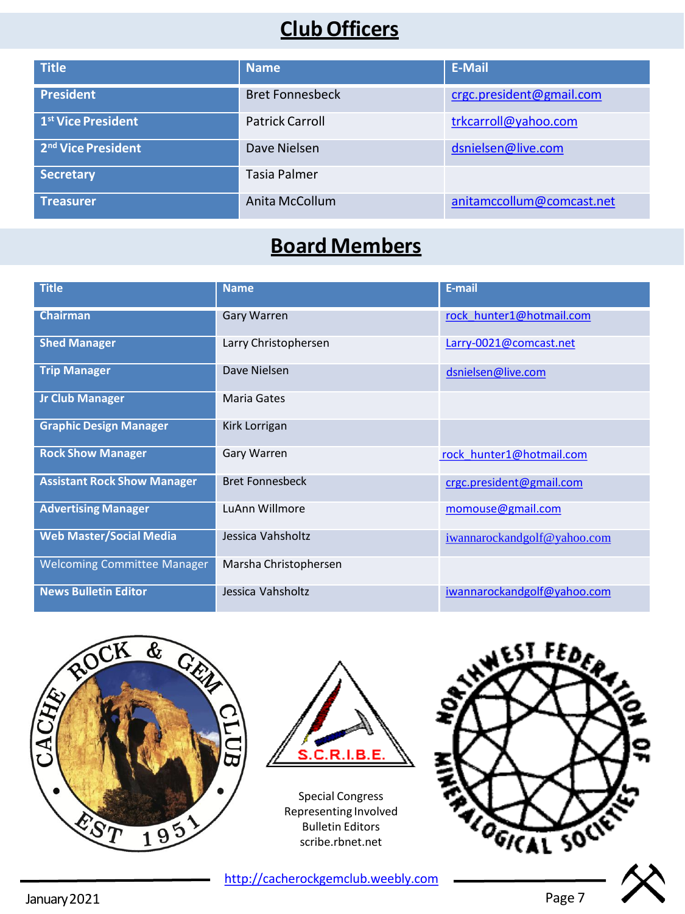## Club Officers

| Title | Name | E-Mail |
|---|---|---|
| President | Bret Fonnesbeck | crgc.president@gmail.com |
| 1st Vice President | Patrick Carroll | trkcarroll@yahoo.com |
| 2nd Vice President | Dave Nielsen | dsnielsen@live.com |
| Secretary | Tasia Palmer | |
| Treasurer | Anita McCollum | anitamccollum@comcast.net |

## Board Members

| Title | Name | E-mail |
|---|---|---|
| Chairman | Gary Warren | rock_hunter1@hotmail.com |
| Shed Manager | Larry Christophersen | Larry-0021@comcast.net |
| Trip Manager | Dave Nielsen | dsnielsen@live.com |
| Jr Club Manager | Maria Gates | |
| Graphic Design Manager | Kirk Lorrigan | |
| Rock Show Manager | Gary Warren | rock_hunter1@hotmail.com |
| Assistant Rock Show Manager | Bret Fonnesbeck | crgc.president@gmail.com |
| Advertising Manager | LuAnn Willmore | momouse@gmail.com |
| Web Master/Social Media | Jessica Vahsholtz | iwannarockandgolf@yahoo.com |
| Welcoming Committee Manager | Marsha Christophersen | |
| News Bulletin Editor | Jessica Vahsholtz | iwannarockandgolf@yahoo.com |

CACHE ROCK & GEM CLUB • EST 1951

S.C.R.I.B.E.

Special Congress
Representing Involved
Bulletin Editors
scribe.rbnet.net

NORTHWEST FEDERATION OF MINERALOGICAL SOCIETIES

http://cacherockgemclub.weebly.com

January 2021